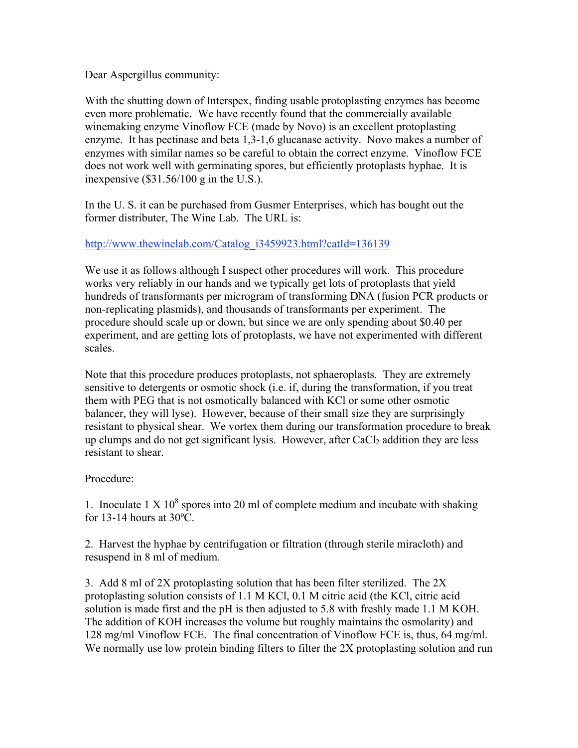Dear Aspergillus community:

With the shutting down of Interspex, finding usable protoplasting enzymes has become even more problematic. We have recently found that the commercially available winemaking enzyme Vinoflow FCE (made by Novo) is an excellent protoplasting enzyme. It has pectinase and beta 1,3-1,6 glucanase activity. Novo makes a number of enzymes with similar names so be careful to obtain the correct enzyme. Vinoflow FCE does not work well with germinating spores, but efficiently protoplasts hyphae. It is inexpensive ($31.56/100 g in the U.S.).

In the U. S. it can be purchased from Gusmer Enterprises, which has bought out the former distributer, The Wine Lab. The URL is:

http://www.thewinelab.com/Catalog_i3459923.html?catId=136139

We use it as follows although I suspect other procedures will work. This procedure works very reliably in our hands and we typically get lots of protoplasts that yield hundreds of transformants per microgram of transforming DNA (fusion PCR products or non-replicating plasmids), and thousands of transformants per experiment. The procedure should scale up or down, but since we are only spending about $0.40 per experiment, and are getting lots of protoplasts, we have not experimented with different scales.

Note that this procedure produces protoplasts, not sphaeroplasts. They are extremely sensitive to detergents or osmotic shock (i.e. if, during the transformation, if you treat them with PEG that is not osmotically balanced with KCl or some other osmotic balancer, they will lyse). However, because of their small size they are surprisingly resistant to physical shear. We vortex them during our transformation procedure to break up clumps and do not get significant lysis. However, after $CaCl_2$ addition they are less resistant to shear.

Procedure:

1. Inoculate $1 \times 10^8$ spores into 20 ml of complete medium and incubate with shaking for 13-14 hours at 30ºC.

2. Harvest the hyphae by centrifugation or filtration (through sterile miracloth) and resuspend in 8 ml of medium.

3. Add 8 ml of 2X protoplasting solution that has been filter sterilized. The 2X protoplasting solution consists of 1.1 M KCl, 0.1 M citric acid (the KCl, citric acid solution is made first and the pH is then adjusted to 5.8 with freshly made 1.1 M KOH. The addition of KOH increases the volume but roughly maintains the osmolarity) and 128 mg/ml Vinoflow FCE. The final concentration of Vinoflow FCE is, thus, 64 mg/ml. We normally use low protein binding filters to filter the 2X protoplasting solution and run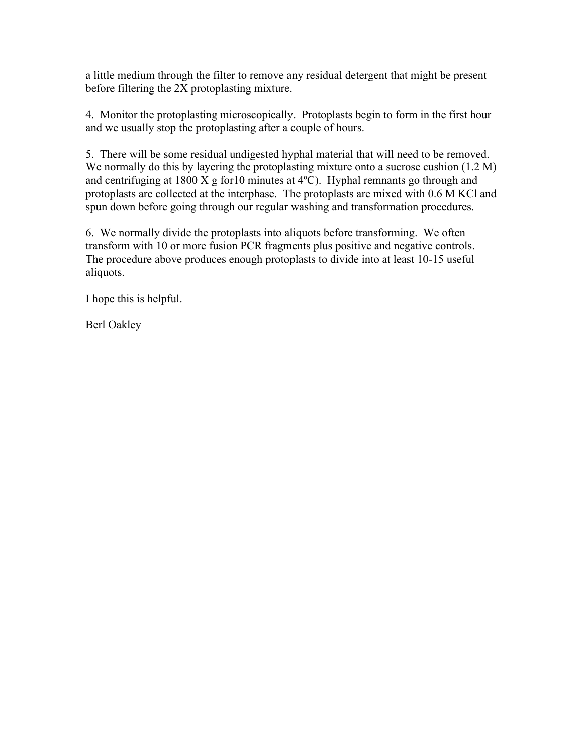a little medium through the filter to remove any residual detergent that might be present before filtering the 2X protoplasting mixture.

4. Monitor the protoplasting microscopically. Protoplasts begin to form in the first hour and we usually stop the protoplasting after a couple of hours.

5. There will be some residual undigested hyphal material that will need to be removed. We normally do this by layering the protoplasting mixture onto a sucrose cushion (1.2 M) and centrifuging at 1800 X g for10 minutes at 4ºC). Hyphal remnants go through and protoplasts are collected at the interphase. The protoplasts are mixed with 0.6 M KCl and spun down before going through our regular washing and transformation procedures.

6. We normally divide the protoplasts into aliquots before transforming. We often transform with 10 or more fusion PCR fragments plus positive and negative controls. The procedure above produces enough protoplasts to divide into at least 10-15 useful aliquots.

I hope this is helpful.

Berl Oakley